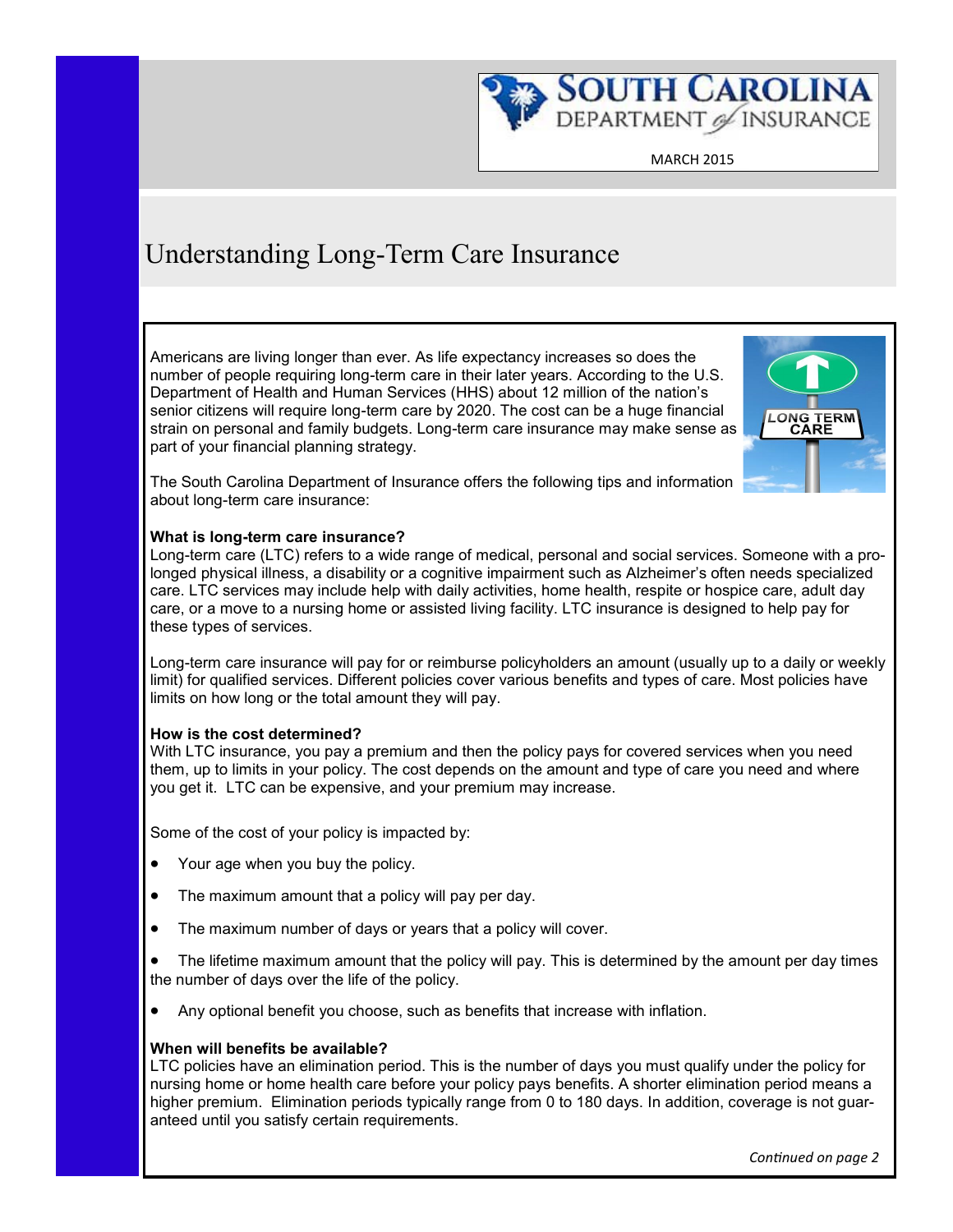SOUTH CAROLINA DEPARTMENT of INSURANCE

MARCH 2015

# Understanding Long-Term Care Insurance

Americans are living longer than ever. As life expectancy increases so does the number of people requiring long-term care in their later years. According to the U.S. Department of Health and Human Services (HHS) about 12 million of the nation's senior citizens will require long-term care by 2020. The cost can be a huge financial strain on personal and family budgets. Long-term care insurance may make sense as part of your financial planning strategy.

The South Carolina Department of Insurance offers the following tips and information about long-term care insurance:

**What is long-term care insurance?**

Long-term care (LTC) refers to a wide range of medical, personal and social services. Someone with a prolonged physical illness, a disability or a cognitive impairment such as Alzheimer's often needs specialized care. LTC services may include help with daily activities, home health, respite or hospice care, adult day care, or a move to a nursing home or assisted living facility. LTC insurance is designed to help pay for these types of services.

Long-term care insurance will pay for or reimburse policyholders an amount (usually up to a daily or weekly limit) for qualified services. Different policies cover various benefits and types of care. Most policies have limits on how long or the total amount they will pay.

**How is the cost determined?**

With LTC insurance, you pay a premium and then the policy pays for covered services when you need them, up to limits in your policy. The cost depends on the amount and type of care you need and where you get it. LTC can be expensive, and your premium may increase.

Some of the cost of your policy is impacted by:

- Your age when you buy the policy.
- The maximum amount that a policy will pay per day.
- The maximum number of days or years that a policy will cover.
- The lifetime maximum amount that the policy will pay. This is determined by the amount per day times the number of days over the life of the policy.
- Any optional benefit you choose, such as benefits that increase with inflation.

**When will benefits be available?**

LTC policies have an elimination period. This is the number of days you must qualify under the policy for nursing home or home health care before your policy pays benefits. A shorter elimination period means a higher premium. Elimination periods typically range from 0 to 180 days. In addition, coverage is not guaranteed until you satisfy certain requirements.

*Continued on page 2*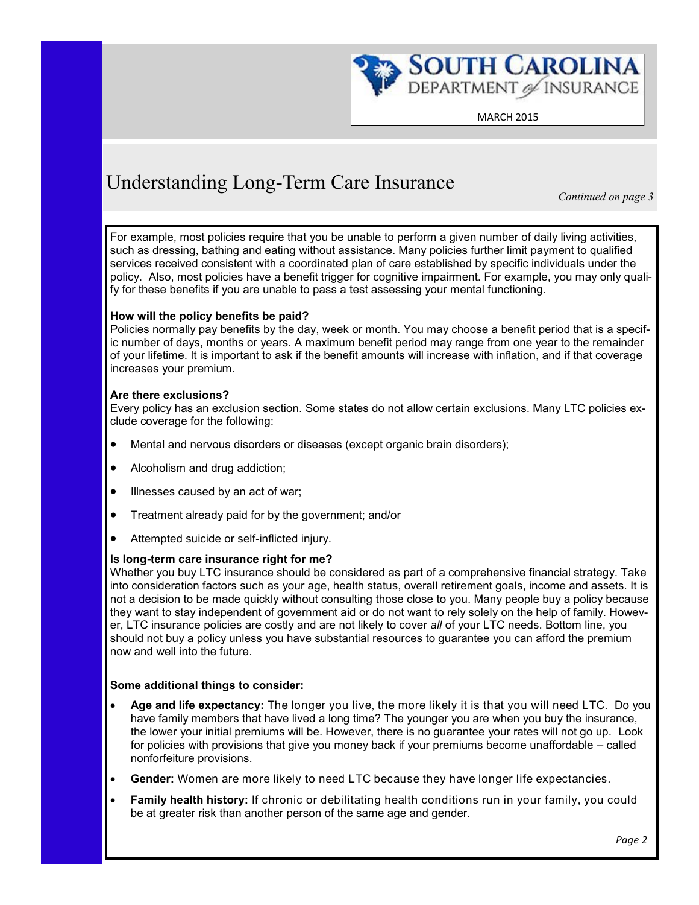# Understanding Long-Term Care Insurance

*Continued on page 3*

For example, most policies require that you be unable to perform a given number of daily living activities, such as dressing, bathing and eating without assistance. Many policies further limit payment to qualified services received consistent with a coordinated plan of care established by specific individuals under the policy. Also, most policies have a benefit trigger for cognitive impairment. For example, you may only qualify for these benefits if you are unable to pass a test assessing your mental functioning.

**How will the policy benefits be paid?**
Policies normally pay benefits by the day, week or month. You may choose a benefit period that is a specific number of days, months or years. A maximum benefit period may range from one year to the remainder of your lifetime. It is important to ask if the benefit amounts will increase with inflation, and if that coverage increases your premium.

**Are there exclusions?**
Every policy has an exclusion section. Some states do not allow certain exclusions. Many LTC policies exclude coverage for the following:

- Mental and nervous disorders or diseases (except organic brain disorders);
- Alcoholism and drug addiction;
- Illnesses caused by an act of war;
- Treatment already paid for by the government; and/or
- Attempted suicide or self-inflicted injury.

**Is long-term care insurance right for me?**
Whether you buy LTC insurance should be considered as part of a comprehensive financial strategy. Take into consideration factors such as your age, health status, overall retirement goals, income and assets. It is not a decision to be made quickly without consulting those close to you. Many people buy a policy because they want to stay independent of government aid or do not want to rely solely on the help of family. However, LTC insurance policies are costly and are not likely to cover *all* of your LTC needs. Bottom line, you should not buy a policy unless you have substantial resources to guarantee you can afford the premium now and well into the future.

**Some additional things to consider:**

- **Age and life expectancy:** The longer you live, the more likely it is that you will need LTC. Do you have family members that have lived a long time? The younger you are when you buy the insurance, the lower your initial premiums will be. However, there is no guarantee your rates will not go up. Look for policies with provisions that give you money back if your premiums become unaffordable – called nonforfeiture provisions.
- **Gender:** Women are more likely to need LTC because they have longer life expectancies.
- **Family health history:** If chronic or debilitating health conditions run in your family, you could be at greater risk than another person of the same age and gender.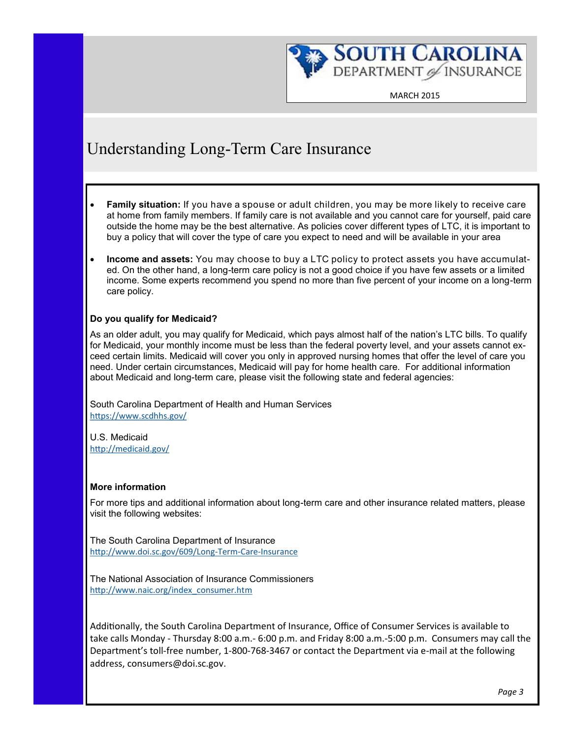# Understanding Long-Term Care Insurance

- **Family situation:** If you have a spouse or adult children, you may be more likely to receive care at home from family members. If family care is not available and you cannot care for yourself, paid care outside the home may be the best alternative. As policies cover different types of LTC, it is important to buy a policy that will cover the type of care you expect to need and will be available in your area
- **Income and assets:** You may choose to buy a LTC policy to protect assets you have accumulated. On the other hand, a long-term care policy is not a good choice if you have few assets or a limited income. Some experts recommend you spend no more than five percent of your income on a long-term care policy.

**Do you qualify for Medicaid?**

As an older adult, you may qualify for Medicaid, which pays almost half of the nation's LTC bills. To qualify for Medicaid, your monthly income must be less than the federal poverty level, and your assets cannot exceed certain limits. Medicaid will cover you only in approved nursing homes that offer the level of care you need. Under certain circumstances, Medicaid will pay for home health care. For additional information about Medicaid and long-term care, please visit the following state and federal agencies:

South Carolina Department of Health and Human Services
https://www.scdhhs.gov/

U.S. Medicaid
http://medicaid.gov/

**More information**

For more tips and additional information about long-term care and other insurance related matters, please visit the following websites:

The South Carolina Department of Insurance
http://www.doi.sc.gov/609/Long-Term-Care-Insurance

The National Association of Insurance Commissioners
http://www.naic.org/index_consumer.htm

Additionally, the South Carolina Department of Insurance, Office of Consumer Services is available to take calls Monday - Thursday 8:00 a.m.- 6:00 p.m. and Friday 8:00 a.m.-5:00 p.m. Consumers may call the Department's toll-free number, 1-800-768-3467 or contact the Department via e-mail at the following address, consumers@doi.sc.gov.